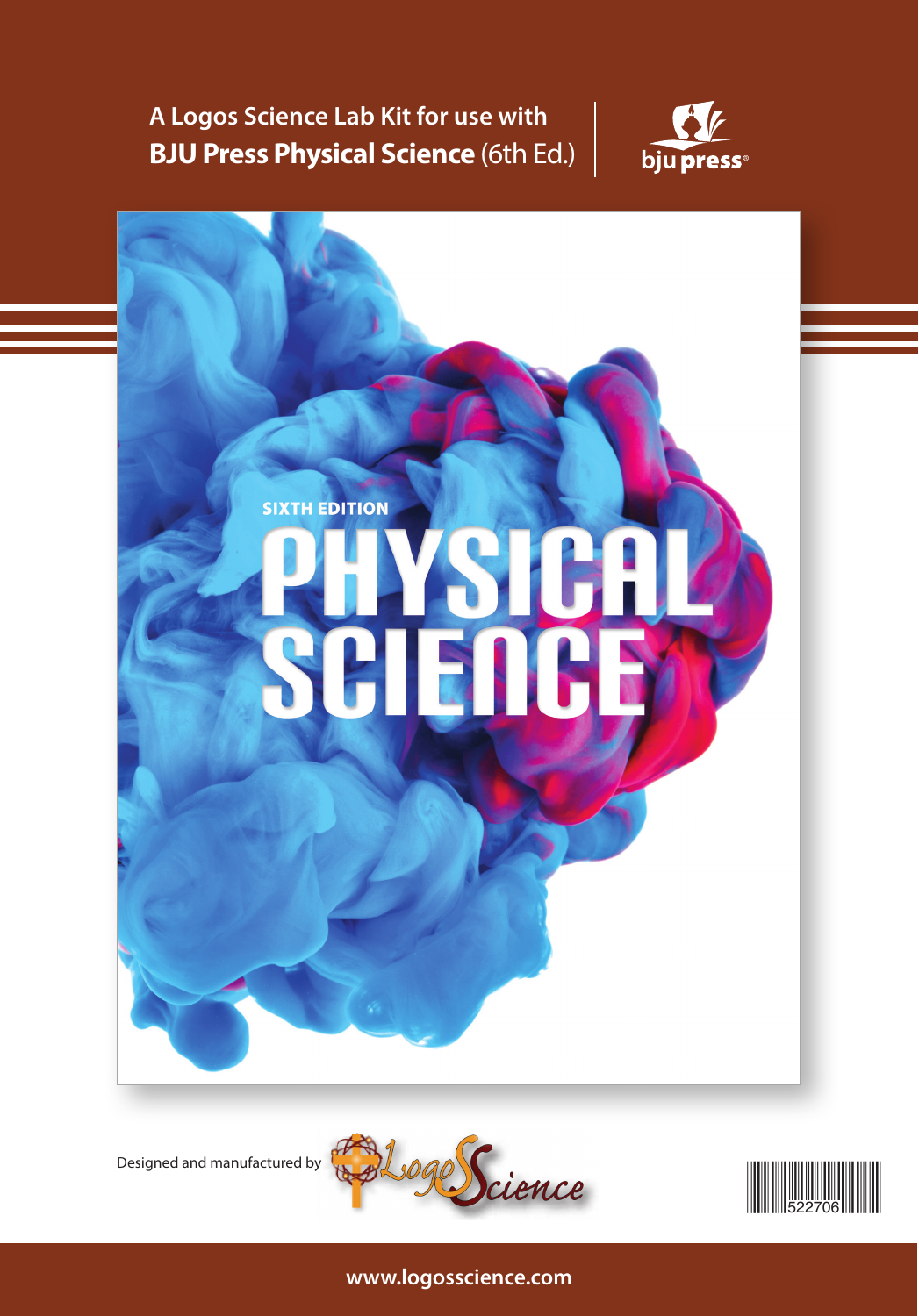A Logos Science Lab Kit for use with
**BJU Press Physical Science** (6th Ed.)

bju press

SIXTH EDITION

# PHYSICAL SCIENCE

Designed and manufactured by Logos Science

522706

www.logosscience.com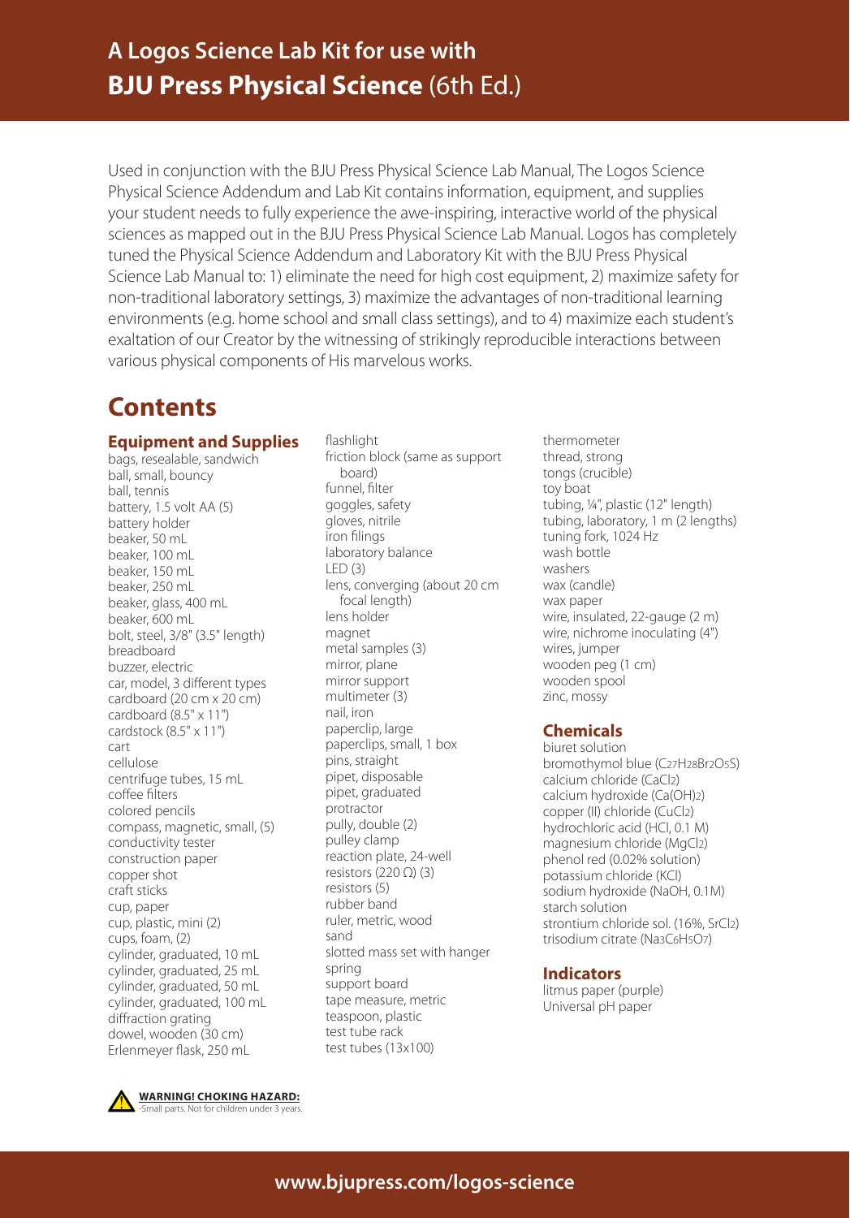# A Logos Science Lab Kit for use with **BJU Press Physical Science** (6th Ed.)

Used in conjunction with the BJU Press Physical Science Lab Manual, The Logos Science Physical Science Addendum and Lab Kit contains information, equipment, and supplies your student needs to fully experience the awe-inspiring, interactive world of the physical sciences as mapped out in the BJU Press Physical Science Lab Manual. Logos has completely tuned the Physical Science Addendum and Laboratory Kit with the BJU Press Physical Science Lab Manual to: 1) eliminate the need for high cost equipment, 2) maximize safety for non-traditional laboratory settings, 3) maximize the advantages of non-traditional learning environments (e.g. home school and small class settings), and to 4) maximize each student's exaltation of our Creator by the witnessing of strikingly reproducible interactions between various physical components of His marvelous works.

## Contents

### Equipment and Supplies

bags, resealable, sandwich
ball, small, bouncy
ball, tennis
battery, 1.5 volt AA (5)
battery holder
beaker, 50 mL
beaker, 100 mL
beaker, 150 mL
beaker, 250 mL
beaker, glass, 400 mL
beaker, 600 mL
bolt, steel, 3/8" (3.5" length)
breadboard
buzzer, electric
car, model, 3 different types
cardboard (20 cm x 20 cm)
cardboard (8.5" x 11")
cardstock (8.5" x 11")
cart
cellulose
centrifuge tubes, 15 mL
coffee filters
colored pencils
compass, magnetic, small, (5)
conductivity tester
construction paper
copper shot
craft sticks
cup, paper
cup, plastic, mini (2)
cups, foam, (2)
cylinder, graduated, 10 mL
cylinder, graduated, 25 mL
cylinder, graduated, 50 mL
cylinder, graduated, 100 mL
diffraction grating
dowel, wooden (30 cm)
Erlenmeyer flask, 250 mL
flashlight
friction block (same as support board)
funnel, filter
goggles, safety
gloves, nitrile
iron filings
laboratory balance
LED (3)
lens, converging (about 20 cm focal length)
lens holder
magnet
metal samples (3)
mirror, plane
mirror support
multimeter (3)
nail, iron
paperclip, large
paperclips, small, 1 box
pins, straight
pipet, disposable
pipet, graduated
protractor
pully, double (2)
pulley clamp
reaction plate, 24-well
resistors (220 Ω) (3)
resistors (5)
rubber band
ruler, metric, wood
sand
slotted mass set with hanger
spring
support board
tape measure, metric
teaspoon, plastic
test tube rack
test tubes (13x100)
thermometer
thread, strong
tongs (crucible)
toy boat
tubing, ¼", plastic (12" length)
tubing, laboratory, 1 m (2 lengths)
tuning fork, 1024 Hz
wash bottle
washers
wax (candle)
wax paper
wire, insulated, 22-gauge (2 m)
wire, nichrome inoculating (4")
wires, jumper
wooden peg (1 cm)
wooden spool
zinc, mossy

### Chemicals

biuret solution
bromothymol blue ($C_{27}H_{28}Br_2O_5S$)
calcium chloride ($CaCl_2$)
calcium hydroxide ($Ca(OH)_2$)
copper (II) chloride ($CuCl_2$)
hydrochloric acid (HCl, 0.1 M)
magnesium chloride ($MgCl_2$)
phenol red (0.02% solution)
potassium chloride (KCl)
sodium hydroxide (NaOH, 0.1M)
starch solution
strontium chloride sol. (16%, $SrCl_2$)
trisodium citrate ($Na_3C_6H_5O_7$)

### Indicators

litmus paper (purple)
Universal pH paper

**WARNING! CHOKING HAZARD:**
-Small parts. Not for children under 3 years.

www.bjupress.com/logos-science